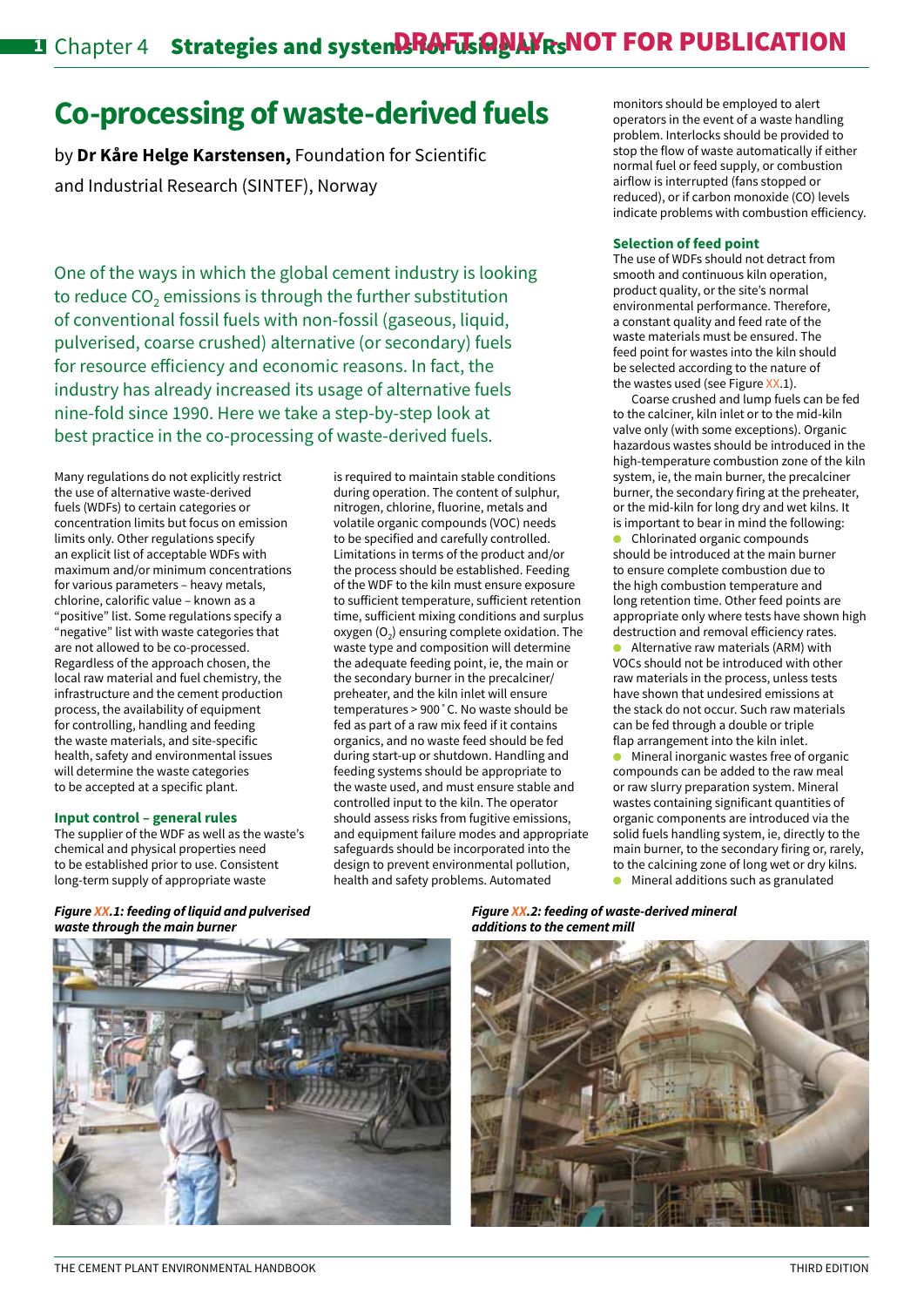# Co-processing of waste-derived fuels

by **Dr Kåre Helge Karstensen,** Foundation for Scientific and Industrial Research (SINTEF), Norway

One of the ways in which the global cement industry is looking to reduce $CO_2$ emissions is through the further substitution of conventional fossil fuels with non-fossil (gaseous, liquid, pulverised, coarse crushed) alternative (or secondary) fuels for resource efficiency and economic reasons. In fact, the industry has already increased its usage of alternative fuels nine-fold since 1990. Here we take a step-by-step look at best practice in the co-processing of waste-derived fuels.

Many regulations do not explicitly restrict the use of alternative waste-derived fuels (WDFs) to certain categories or concentration limits but focus on emission limits only. Other regulations specify an explicit list of acceptable WDFs with maximum and/or minimum concentrations for various parameters – heavy metals, chlorine, calorific value – known as a "positive" list. Some regulations specify a "negative" list with waste categories that are not allowed to be co-processed. Regardless of the approach chosen, the local raw material and fuel chemistry, the infrastructure and the cement production process, the availability of equipment for controlling, handling and feeding the waste materials, and site-specific health, safety and environmental issues will determine the waste categories to be accepted at a specific plant.

### Input control – general rules

The supplier of the WDF as well as the waste's chemical and physical properties need to be established prior to use. Consistent long-term supply of appropriate waste is required to maintain stable conditions during operation. The content of sulphur, nitrogen, chlorine, fluorine, metals and volatile organic compounds (VOC) needs to be specified and carefully controlled. Limitations in terms of the product and/or the process should be established. Feeding of the WDF to the kiln must ensure exposure to sufficient temperature, sufficient retention time, sufficient mixing conditions and surplus oxygen ($O_2$) ensuring complete oxidation. The waste type and composition will determine the adequate feeding point, ie, the main or the secondary burner in the precalciner/preheater, and the kiln inlet will ensure temperatures > 900˚C. No waste should be fed as part of a raw mix feed if it contains organics, and no waste feed should be fed during start-up or shutdown. Handling and feeding systems should be appropriate to the waste used, and must ensure stable and controlled input to the kiln. The operator should assess risks from fugitive emissions, and equipment failure modes and appropriate safeguards should be incorporated into the design to prevent environmental pollution, health and safety problems. Automated monitors should be employed to alert operators in the event of a waste handling problem. Interlocks should be provided to stop the flow of waste automatically if either normal fuel or feed supply, or combustion airflow is interrupted (fans stopped or reduced), or if carbon monoxide (CO) levels indicate problems with combustion efficiency.

### Selection of feed point

The use of WDFs should not detract from smooth and continuous kiln operation, product quality, or the site's normal environmental performance. Therefore, a constant quality and feed rate of the waste materials must be ensured. The feed point for wastes into the kiln should be selected according to the nature of the wastes used (see Figure XX.1).

Coarse crushed and lump fuels can be fed to the calciner, kiln inlet or to the mid-kiln valve only (with some exceptions). Organic hazardous wastes should be introduced in the high-temperature combustion zone of the kiln system, ie, the main burner, the precalciner burner, the secondary firing at the preheater, or the mid-kiln for long dry and wet kilns. It is important to bear in mind the following:

- Chlorinated organic compounds should be introduced at the main burner to ensure complete combustion due to the high combustion temperature and long retention time. Other feed points are appropriate only where tests have shown high destruction and removal efficiency rates.
- Alternative raw materials (ARM) with VOCs should not be introduced with other raw materials in the process, unless tests have shown that undesired emissions at the stack do not occur. Such raw materials can be fed through a double or triple flap arrangement into the kiln inlet.
- Mineral inorganic wastes free of organic compounds can be added to the raw meal or raw slurry preparation system. Mineral wastes containing significant quantities of organic components are introduced via the solid fuels handling system, ie, directly to the main burner, to the secondary firing or, rarely, to the calcining zone of long wet or dry kilns.
- Mineral additions such as granulated

*Figure XX.1: feeding of liquid and pulverised waste through the main burner*

*Figure XX.2: feeding of waste-derived mineral additions to the cement mill*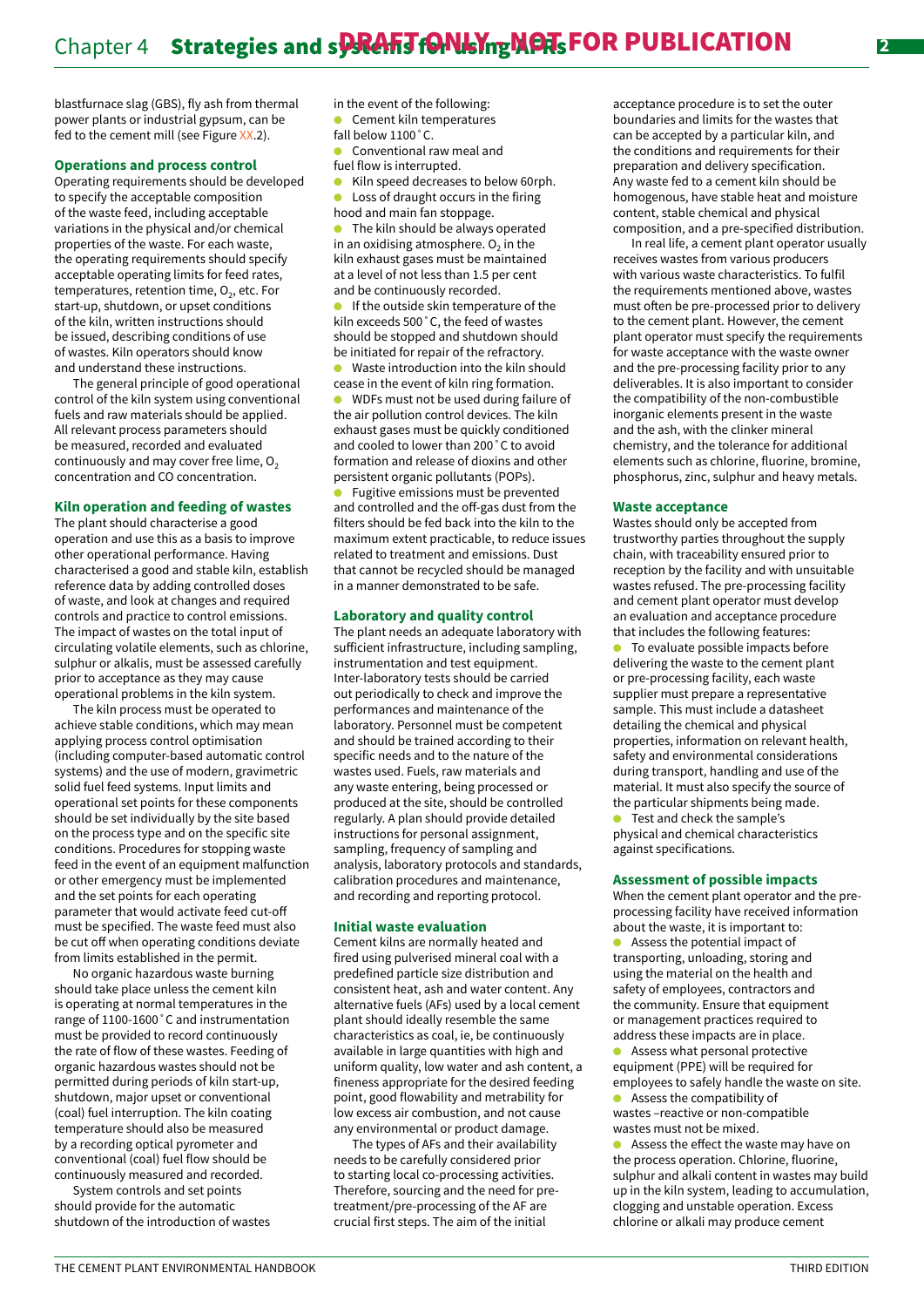blastfurnace slag (GBS), fly ash from thermal power plants or industrial gypsum, can be fed to the cement mill (see Figure XX.2).

### Operations and process control

Operating requirements should be developed to specify the acceptable composition of the waste feed, including acceptable variations in the physical and/or chemical properties of the waste. For each waste, the operating requirements should specify acceptable operating limits for feed rates, temperatures, retention time, $O_2$, etc. For start-up, shutdown, or upset conditions of the kiln, written instructions should be issued, describing conditions of use of wastes. Kiln operators should know and understand these instructions.

The general principle of good operational control of the kiln system using conventional fuels and raw materials should be applied. All relevant process parameters should be measured, recorded and evaluated continuously and may cover free lime, $O_2$ concentration and CO concentration.

### Kiln operation and feeding of wastes

The plant should characterise a good operation and use this as a basis to improve other operational performance. Having characterised a good and stable kiln, establish reference data by adding controlled doses of waste, and look at changes and required controls and practice to control emissions. The impact of wastes on the total input of circulating volatile elements, such as chlorine, sulphur or alkalis, must be assessed carefully prior to acceptance as they may cause operational problems in the kiln system.

The kiln process must be operated to achieve stable conditions, which may mean applying process control optimisation (including computer-based automatic control systems) and the use of modern, gravimetric solid fuel feed systems. Input limits and operational set points for these components should be set individually by the site based on the process type and on the specific site conditions. Procedures for stopping waste feed in the event of an equipment malfunction or other emergency must be implemented and the set points for each operating parameter that would activate feed cut-off must be specified. The waste feed must also be cut off when operating conditions deviate from limits established in the permit.

No organic hazardous waste burning should take place unless the cement kiln is operating at normal temperatures in the range of 1100-1600˚C and instrumentation must be provided to record continuously the rate of flow of these wastes. Feeding of organic hazardous wastes should not be permitted during periods of kiln start-up, shutdown, major upset or conventional (coal) fuel interruption. The kiln coating temperature should also be measured by a recording optical pyrometer and conventional (coal) fuel flow should be continuously measured and recorded.

System controls and set points should provide for the automatic shutdown of the introduction of wastes in the event of the following:

- Cement kiln temperatures fall below 1100˚C.
- Conventional raw meal and fuel flow is interrupted.
- Kiln speed decreases to below 60rph.
- Loss of draught occurs in the firing hood and main fan stoppage.
- The kiln should be always operated in an oxidising atmosphere. $O_2$ in the kiln exhaust gases must be maintained at a level of not less than 1.5 per cent and be continuously recorded.
- If the outside skin temperature of the kiln exceeds 500˚C, the feed of wastes should be stopped and shutdown should be initiated for repair of the refractory.
- Waste introduction into the kiln should cease in the event of kiln ring formation.
- WDFs must not be used during failure of the air pollution control devices. The kiln exhaust gases must be quickly conditioned and cooled to lower than 200˚C to avoid formation and release of dioxins and other persistent organic pollutants (POPs).
- Fugitive emissions must be prevented and controlled and the off-gas dust from the filters should be fed back into the kiln to the maximum extent practicable, to reduce issues related to treatment and emissions. Dust that cannot be recycled should be managed in a manner demonstrated to be safe.

### Laboratory and quality control

The plant needs an adequate laboratory with sufficient infrastructure, including sampling, instrumentation and test equipment. Inter-laboratory tests should be carried out periodically to check and improve the performances and maintenance of the laboratory. Personnel must be competent and should be trained according to their specific needs and to the nature of the wastes used. Fuels, raw materials and any waste entering, being processed or produced at the site, should be controlled regularly. A plan should provide detailed instructions for personal assignment, sampling, frequency of sampling and analysis, laboratory protocols and standards, calibration procedures and maintenance, and recording and reporting protocol.

### Initial waste evaluation

Cement kilns are normally heated and fired using pulverised mineral coal with a predefined particle size distribution and consistent heat, ash and water content. Any alternative fuels (AFs) used by a local cement plant should ideally resemble the same characteristics as coal, ie, be continuously available in large quantities with high and uniform quality, low water and ash content, a fineness appropriate for the desired feeding point, good flowability and metrability for low excess air combustion, and not cause any environmental or product damage.

The types of AFs and their availability needs to be carefully considered prior to starting local co-processing activities. Therefore, sourcing and the need for pre-treatment/pre-processing of the AF are crucial first steps. The aim of the initial acceptance procedure is to set the outer boundaries and limits for the wastes that can be accepted by a particular kiln, and the conditions and requirements for their preparation and delivery specification. Any waste fed to a cement kiln should be homogenous, have stable heat and moisture content, stable chemical and physical composition, and a pre-specified distribution.

In real life, a cement plant operator usually receives wastes from various producers with various waste characteristics. To fulfil the requirements mentioned above, wastes must often be pre-processed prior to delivery to the cement plant. However, the cement plant operator must specify the requirements for waste acceptance with the waste owner and the pre-processing facility prior to any deliverables. It is also important to consider the compatibility of the non-combustible inorganic elements present in the waste and the ash, with the clinker mineral chemistry, and the tolerance for additional elements such as chlorine, fluorine, bromine, phosphorus, zinc, sulphur and heavy metals.

### Waste acceptance

Wastes should only be accepted from trustworthy parties throughout the supply chain, with traceability ensured prior to reception by the facility and with unsuitable wastes refused. The pre-processing facility and cement plant operator must develop an evaluation and acceptance procedure that includes the following features:

- To evaluate possible impacts before delivering the waste to the cement plant or pre-processing facility, each waste supplier must prepare a representative sample. This must include a datasheet detailing the chemical and physical properties, information on relevant health, safety and environmental considerations during transport, handling and use of the material. It must also specify the source of the particular shipments being made.
- Test and check the sample's physical and chemical characteristics against specifications.

### Assessment of possible impacts

When the cement plant operator and the pre-processing facility have received information about the waste, it is important to:

- Assess the potential impact of transporting, unloading, storing and using the material on the health and safety of employees, contractors and the community. Ensure that equipment or management practices required to address these impacts are in place.
- Assess what personal protective equipment (PPE) will be required for employees to safely handle the waste on site.
- Assess the compatibility of wastes –reactive or non-compatible wastes must not be mixed.
- Assess the effect the waste may have on the process operation. Chlorine, fluorine, sulphur and alkali content in wastes may build up in the kiln system, leading to accumulation, clogging and unstable operation. Excess chlorine or alkali may produce cement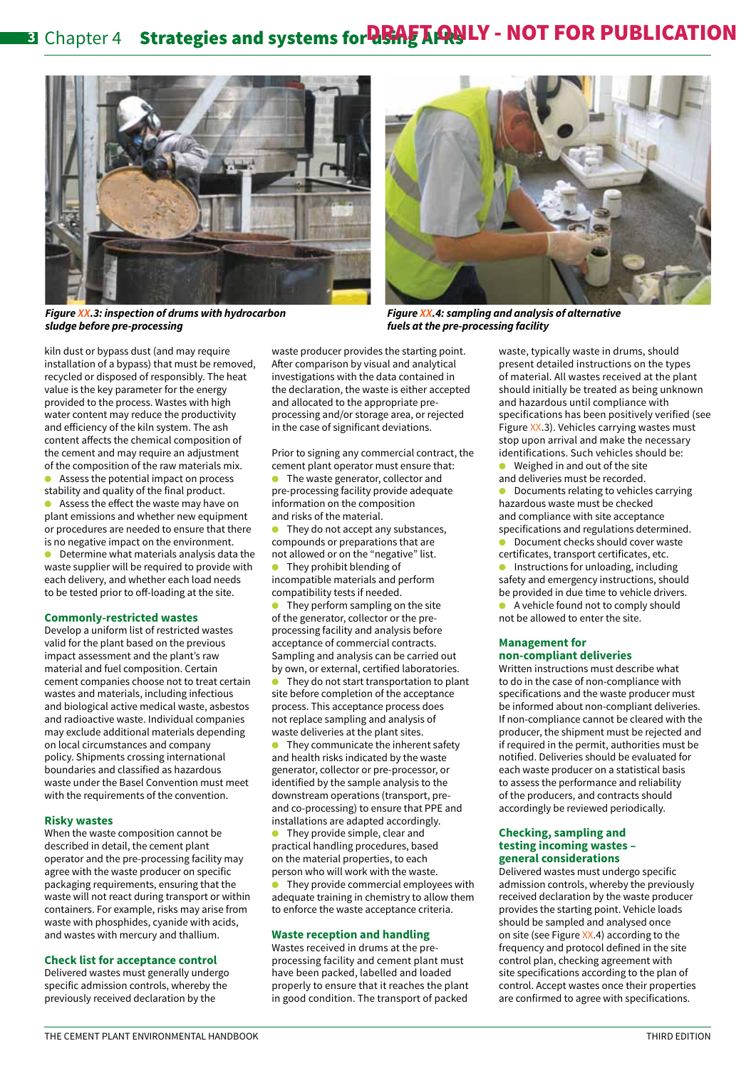*Figure XX.3: inspection of drums with hydrocarbon sludge before pre-processing*

*Figure XX.4: sampling and analysis of alternative fuels at the pre-processing facility*

kiln dust or bypass dust (and may require installation of a bypass) that must be removed, recycled or disposed of responsibly. The heat value is the key parameter for the energy provided to the process. Wastes with high water content may reduce the productivity and efficiency of the kiln system. The ash content affects the chemical composition of the cement and may require an adjustment of the composition of the raw materials mix.

- Assess the potential impact on process stability and quality of the final product.
- Assess the effect the waste may have on plant emissions and whether new equipment or procedures are needed to ensure that there is no negative impact on the environment.
- Determine what materials analysis data the waste supplier will be required to provide with each delivery, and whether each load needs to be tested prior to off-loading at the site.

### Commonly-restricted wastes

Develop a uniform list of restricted wastes valid for the plant based on the previous impact assessment and the plant's raw material and fuel composition. Certain cement companies choose not to treat certain wastes and materials, including infectious and biological active medical waste, asbestos and radioactive waste. Individual companies may exclude additional materials depending on local circumstances and company policy. Shipments crossing international boundaries and classified as hazardous waste under the Basel Convention must meet with the requirements of the convention.

### Risky wastes

When the waste composition cannot be described in detail, the cement plant operator and the pre-processing facility may agree with the waste producer on specific packaging requirements, ensuring that the waste will not react during transport or within containers. For example, risks may arise from waste with phosphides, cyanide with acids, and wastes with mercury and thallium.

### Check list for acceptance control

Delivered wastes must generally undergo specific admission controls, whereby the previously received declaration by the waste producer provides the starting point. After comparison by visual and analytical investigations with the data contained in the declaration, the waste is either accepted and allocated to the appropriate pre-processing and/or storage area, or rejected in the case of significant deviations.

Prior to signing any commercial contract, the cement plant operator must ensure that:

- The waste generator, collector and pre-processing facility provide adequate information on the composition and risks of the material.
- They do not accept any substances, compounds or preparations that are not allowed or on the "negative" list.
- They prohibit blending of incompatible materials and perform compatibility tests if needed.
- They perform sampling on the site of the generator, collector or the pre-processing facility and analysis before acceptance of commercial contracts. Sampling and analysis can be carried out by own, or external, certified laboratories.
- They do not start transportation to plant site before completion of the acceptance process. This acceptance process does not replace sampling and analysis of waste deliveries at the plant sites.
- They communicate the inherent safety and health risks indicated by the waste generator, collector or pre-processor, or identified by the sample analysis to the downstream operations (transport, pre- and co-processing) to ensure that PPE and installations are adapted accordingly.
- They provide simple, clear and practical handling procedures, based on the material properties, to each person who will work with the waste.
- They provide commercial employees with adequate training in chemistry to allow them to enforce the waste acceptance criteria.

### Waste reception and handling

Wastes received in drums at the pre-processing facility and cement plant must have been packed, labelled and loaded properly to ensure that it reaches the plant in good condition. The transport of packed waste, typically waste in drums, should present detailed instructions on the types of material. All wastes received at the plant should initially be treated as being unknown and hazardous until compliance with specifications has been positively verified (see Figure XX.3). Vehicles carrying wastes must stop upon arrival and make the necessary identifications. Such vehicles should be:

- Weighed in and out of the site and deliveries must be recorded.
- Documents relating to vehicles carrying hazardous waste must be checked and compliance with site acceptance specifications and regulations determined.
- Document checks should cover waste certificates, transport certificates, etc.
- Instructions for unloading, including safety and emergency instructions, should be provided in due time to vehicle drivers.
- A vehicle found not to comply should not be allowed to enter the site.

### Management for non-compliant deliveries

Written instructions must describe what to do in the case of non-compliance with specifications and the waste producer must be informed about non-compliant deliveries. If non-compliance cannot be cleared with the producer, the shipment must be rejected and if required in the permit, authorities must be notified. Deliveries should be evaluated for each waste producer on a statistical basis to assess the performance and reliability of the producers, and contracts should accordingly be reviewed periodically.

### Checking, sampling and testing incoming wastes – general considerations

Delivered wastes must undergo specific admission controls, whereby the previously received declaration by the waste producer provides the starting point. Vehicle loads should be sampled and analysed once on site (see Figure XX.4) according to the frequency and protocol defined in the site control plan, checking agreement with site specifications according to the plan of control. Accept wastes once their properties are confirmed to agree with specifications.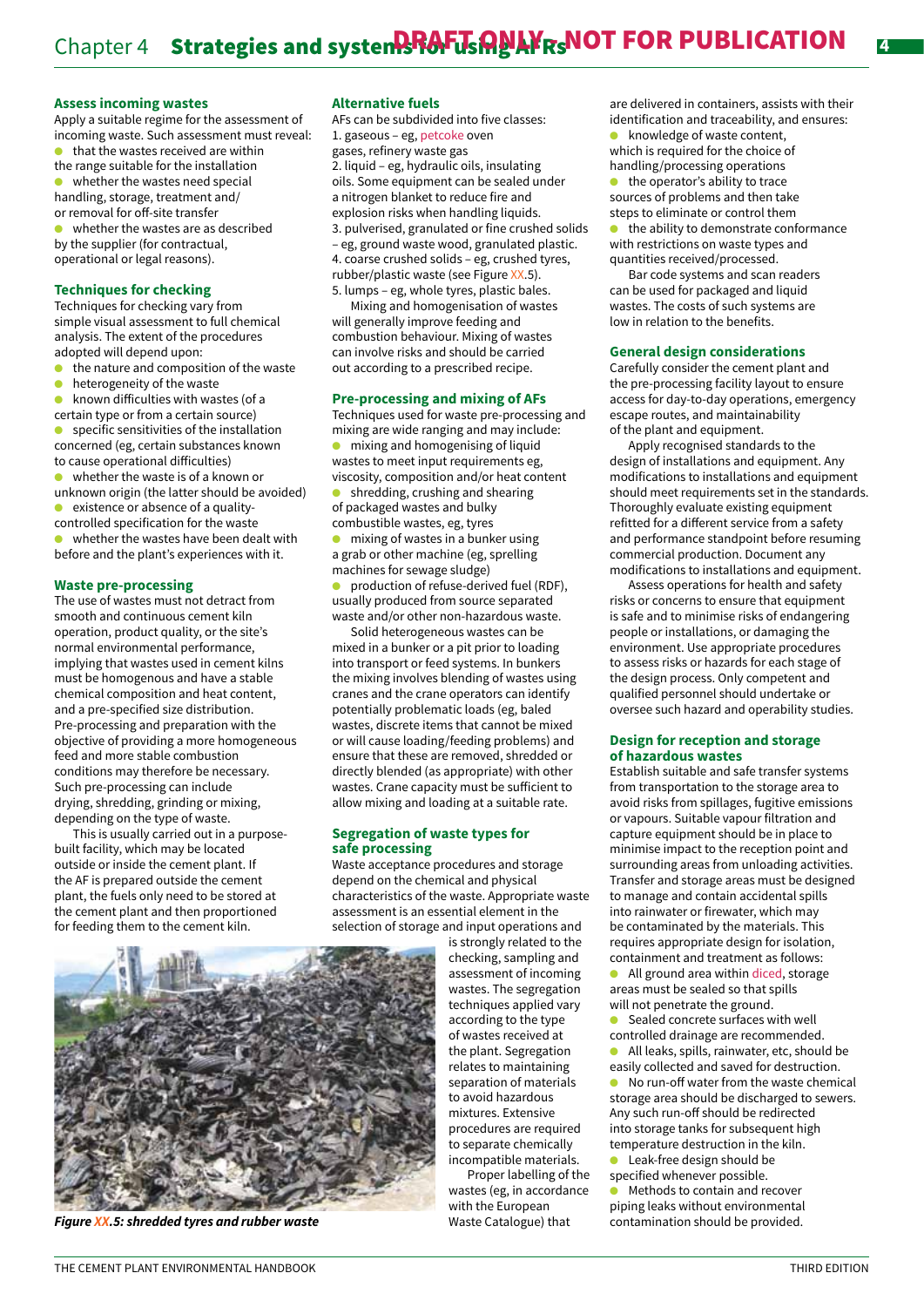### Assess incoming wastes

Apply a suitable regime for the assessment of incoming waste. Such assessment must reveal:

- that the wastes received are within the range suitable for the installation
- whether the wastes need special handling, storage, treatment and/ or removal for off-site transfer
- whether the wastes are as described by the supplier (for contractual, operational or legal reasons).

### Techniques for checking

Techniques for checking vary from simple visual assessment to full chemical analysis. The extent of the procedures adopted will depend upon:

- the nature and composition of the waste
- heterogeneity of the waste
- known difficulties with wastes (of a certain type or from a certain source)
- specific sensitivities of the installation concerned (eg, certain substances known to cause operational difficulties)
- whether the waste is of a known or unknown origin (the latter should be avoided)
- existence or absence of a quality-controlled specification for the waste
- whether the wastes have been dealt with before and the plant's experiences with it.

### Waste pre-processing

The use of wastes must not detract from smooth and continuous cement kiln operation, product quality, or the site's normal environmental performance, implying that wastes used in cement kilns must be homogenous and have a stable chemical composition and heat content, and a pre-specified size distribution. Pre-processing and preparation with the objective of providing a more homogeneous feed and more stable combustion conditions may therefore be necessary. Such pre-processing can include drying, shredding, grinding or mixing, depending on the type of waste.

This is usually carried out in a purpose-built facility, which may be located outside or inside the cement plant. If the AF is prepared outside the cement plant, the fuels only need to be stored at the cement plant and then proportioned for feeding them to the cement kiln.

### Alternative fuels

AFs can be subdivided into five classes:

1. gaseous – eg, petcoke oven gases, refinery waste gas
2. liquid – eg, hydraulic oils, insulating oils. Some equipment can be sealed under a nitrogen blanket to reduce fire and explosion risks when handling liquids.
3. pulverised, granulated or fine crushed solids – eg, ground waste wood, granulated plastic.
4. coarse crushed solids – eg, crushed tyres, rubber/plastic waste (see Figure XX.5).
5. lumps – eg, whole tyres, plastic bales.

Mixing and homogenisation of wastes will generally improve feeding and combustion behaviour. Mixing of wastes can involve risks and should be carried out according to a prescribed recipe.

### Pre-processing and mixing of AFs

Techniques used for waste pre-processing and mixing are wide ranging and may include:

- mixing and homogenising of liquid wastes to meet input requirements eg, viscosity, composition and/or heat content
- shredding, crushing and shearing of packaged wastes and bulky combustible wastes, eg, tyres
- mixing of wastes in a bunker using a grab or other machine (eg, spelling machines for sewage sludge)
- production of refuse-derived fuel (RDF), usually produced from source separated waste and/or other non-hazardous waste.

Solid heterogeneous wastes can be mixed in a bunker or a pit prior to loading into transport or feed systems. In bunkers the mixing involves blending of wastes using cranes and the crane operators can identify potentially problematic loads (eg, baled wastes, discrete items that cannot be mixed or will cause loading/feeding problems) and ensure that these are removed, shredded or directly blended (as appropriate) with other wastes. Crane capacity must be sufficient to allow mixing and loading at a suitable rate.

### Segregation of waste types for safe processing

Waste acceptance procedures and storage depend on the chemical and physical characteristics of the waste. Appropriate waste assessment is an essential element in the selection of storage and input operations and is strongly related to the checking, sampling and assessment of incoming wastes. The segregation techniques applied vary according to the type of wastes received at the plant. Segregation relates to maintaining separation of materials to avoid hazardous mixtures. Extensive procedures are required to separate chemically incompatible materials.

Proper labelling of the wastes (eg, in accordance with the European Waste Catalogue) that are delivered in containers, assists with their identification and traceability, and ensures:

- knowledge of waste content, which is required for the choice of handling/processing operations
- the operator's ability to trace sources of problems and then take steps to eliminate or control them
- the ability to demonstrate conformance with restrictions on waste types and quantities received/processed.

Bar code systems and scan readers can be used for packaged and liquid wastes. The costs of such systems are low in relation to the benefits.

*Figure XX.5: shredded tyres and rubber waste*

### General design considerations

Carefully consider the cement plant and the pre-processing facility layout to ensure access for day-to-day operations, emergency escape routes, and maintainability of the plant and equipment.

Apply recognised standards to the design of installations and equipment. Any modifications to installations and equipment should meet requirements set in the standards. Thoroughly evaluate existing equipment refitted for a different service from a safety and performance standpoint before resuming commercial production. Document any modifications to installations and equipment.

Assess operations for health and safety risks or concerns to ensure that equipment is safe and to minimise risks of endangering people or installations, or damaging the environment. Use appropriate procedures to assess risks or hazards for each stage of the design process. Only competent and qualified personnel should undertake or oversee such hazard and operability studies.

### Design for reception and storage of hazardous wastes

Establish suitable and safe transfer systems from transportation to the storage area to avoid risks from spillages, fugitive emissions or vapours. Suitable vapour filtration and capture equipment should be in place to minimise impact to the reception point and surrounding areas from unloading activities. Transfer and storage areas must be designed to manage and contain accidental spills into rainwater or firewater, which may be contaminated by the materials. This requires appropriate design for isolation, containment and treatment as follows:

- All ground area within diced, storage areas must be sealed so that spills will not penetrate the ground.
- Sealed concrete surfaces with well controlled drainage are recommended.
- All leaks, spills, rainwater, etc, should be easily collected and saved for destruction.
- No run-off water from the waste chemical storage area should be discharged to sewers. Any such run-off should be redirected into storage tanks for subsequent high temperature destruction in the kiln.
- Leak-free design should be specified whenever possible.
- Methods to contain and recover piping leaks without environmental contamination should be provided.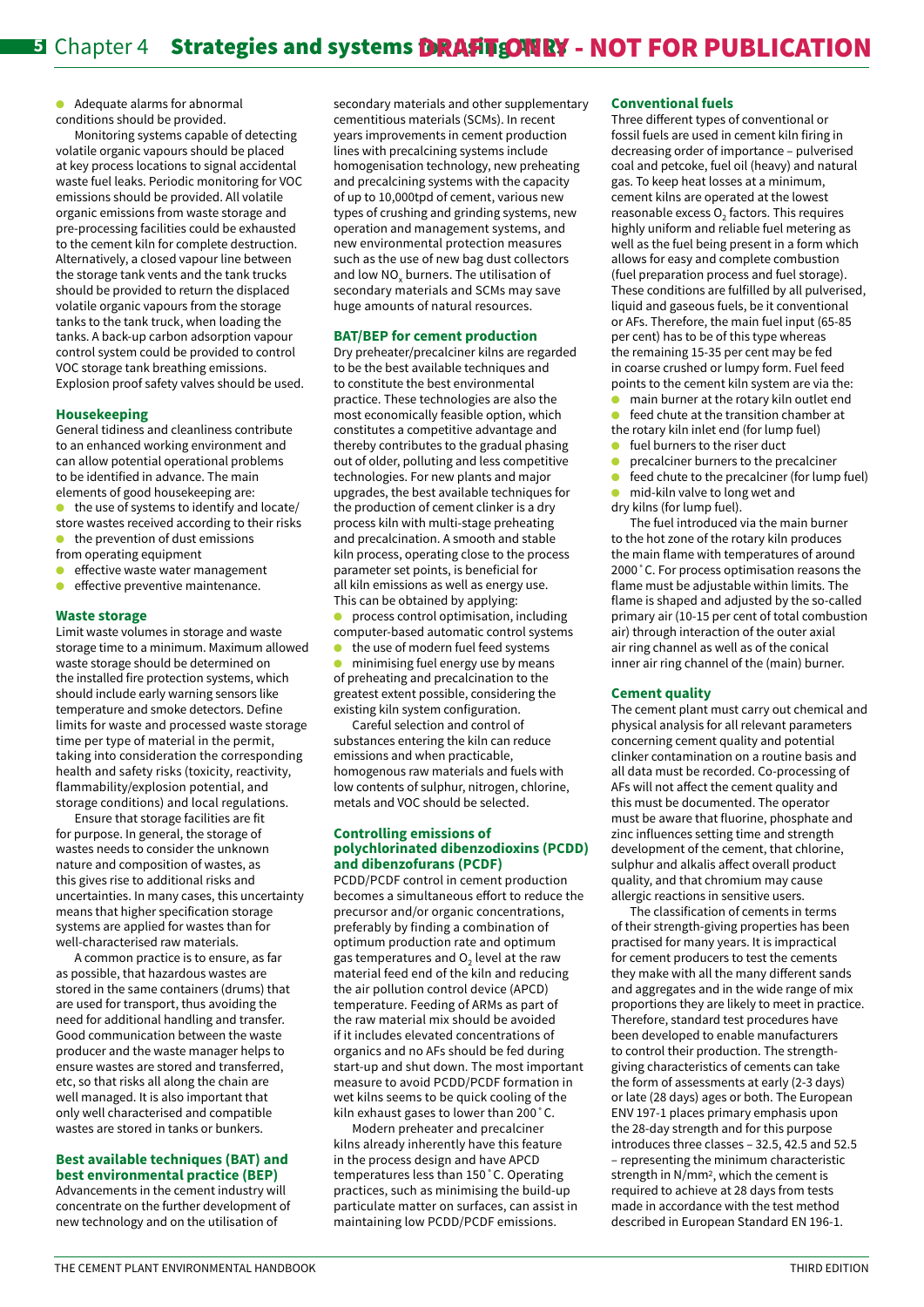- Adequate alarms for abnormal conditions should be provided.

Monitoring systems capable of detecting volatile organic vapours should be placed at key process locations to signal accidental waste fuel leaks. Periodic monitoring for VOC emissions should be provided. All volatile organic emissions from waste storage and pre-processing facilities could be exhausted to the cement kiln for complete destruction. Alternatively, a closed vapour line between the storage tank vents and the tank trucks should be provided to return the displaced volatile organic vapours from the storage tanks to the tank truck, when loading the tanks. A back-up carbon adsorption vapour control system could be provided to control VOC storage tank breathing emissions. Explosion proof safety valves should be used.

### Housekeeping

General tidiness and cleanliness contribute to an enhanced working environment and can allow potential operational problems to be identified in advance. The main elements of good housekeeping are:

- the use of systems to identify and locate/store wastes received according to their risks
- the prevention of dust emissions from operating equipment
- effective waste water management
- effective preventive maintenance.

### Waste storage

Limit waste volumes in storage and waste storage time to a minimum. Maximum allowed waste storage should be determined on the installed fire protection systems, which should include early warning sensors like temperature and smoke detectors. Define limits for waste and processed waste storage time per type of material in the permit, taking into consideration the corresponding health and safety risks (toxicity, reactivity, flammability/explosion potential, and storage conditions) and local regulations.

Ensure that storage facilities are fit for purpose. In general, the storage of wastes needs to consider the unknown nature and composition of wastes, as this gives rise to additional risks and uncertainties. In many cases, this uncertainty means that higher specification storage systems are applied for wastes than for well-characterised raw materials.

A common practice is to ensure, as far as possible, that hazardous wastes are stored in the same containers (drums) that are used for transport, thus avoiding the need for additional handling and transfer. Good communication between the waste producer and the waste manager helps to ensure wastes are stored and transferred, etc, so that risks all along the chain are well managed. It is also important that only well characterised and compatible wastes are stored in tanks or bunkers.

### Best available techniques (BAT) and best environmental practice (BEP)

Advancements in the cement industry will concentrate on the further development of new technology and on the utilisation of secondary materials and other supplementary cementitious materials (SCMs). In recent years improvements in cement production lines with precalcining systems include homogenisation technology, new preheating and precalcining systems with the capacity of up to 10,000tpd of cement, various new types of crushing and grinding systems, new operation and management systems, and new environmental protection measures such as the use of new bag dust collectors and low $NO_x$ burners. The utilisation of secondary materials and SCMs may save huge amounts of natural resources.

### BAT/BEP for cement production

Dry preheater/precalciner kilns are regarded to be the best available techniques and to constitute the best environmental practice. These technologies are also the most economically feasible option, which constitutes a competitive advantage and thereby contributes to the gradual phasing out of older, polluting and less competitive technologies. For new plants and major upgrades, the best available techniques for the production of cement clinker is a dry process kiln with multi-stage preheating and precalcination. A smooth and stable kiln process, operating close to the process parameter set points, is beneficial for all kiln emissions as well as energy use. This can be obtained by applying:

- process control optimisation, including computer-based automatic control systems
- the use of modern fuel feed systems
- minimising fuel energy use by means of preheating and precalcination to the greatest extent possible, considering the existing kiln system configuration.

Careful selection and control of substances entering the kiln can reduce emissions and when practicable, homogenous raw materials and fuels with low contents of sulphur, nitrogen, chlorine, metals and VOC should be selected.

### Controlling emissions of polychlorinated dibenzodioxins (PCDD) and dibenzofurans (PCDF)

PCDD/PCDF control in cement production becomes a simultaneous effort to reduce the precursor and/or organic concentrations, preferably by finding a combination of optimum production rate and optimum gas temperatures and $O_2$ level at the raw material feed end of the kiln and reducing the air pollution control device (APCD) temperature. Feeding of ARMs as part of the raw material mix should be avoided if it includes elevated concentrations of organics and no AFs should be fed during start-up and shut down. The most important measure to avoid PCDD/PCDF formation in wet kilns seems to be quick cooling of the kiln exhaust gases to lower than 200˚C.

Modern preheater and precalciner kilns already inherently have this feature in the process design and have APCD temperatures less than 150˚C. Operating practices, such as minimising the build-up particulate matter on surfaces, can assist in maintaining low PCDD/PCDF emissions.

### Conventional fuels

Three different types of conventional or fossil fuels are used in cement kiln firing in decreasing order of importance – pulverised coal and petcoke, fuel oil (heavy) and natural gas. To keep heat losses at a minimum, cement kilns are operated at the lowest reasonable excess $O_2$ factors. This requires highly uniform and reliable fuel metering as well as the fuel being present in a form which allows for easy and complete combustion (fuel preparation process and fuel storage). These conditions are fulfilled by all pulverised, liquid and gaseous fuels, be it conventional or AFs. Therefore, the main fuel input (65-85 per cent) has to be of this type whereas the remaining 15-35 per cent may be fed in coarse crushed or lumpy form. Fuel feed points to the cement kiln system are via the:

- main burner at the rotary kiln outlet end
- feed chute at the transition chamber at the rotary kiln inlet end (for lump fuel)
- fuel burners to the riser duct
- precalciner burners to the precalciner
- feed chute to the precalciner (for lump fuel)
- mid-kiln valve to long wet and dry kilns (for lump fuel).

The fuel introduced via the main burner to the hot zone of the rotary kiln produces the main flame with temperatures of around 2000˚C. For process optimisation reasons the flame must be adjustable within limits. The flame is shaped and adjusted by the so-called primary air (10-15 per cent of total combustion air) through interaction of the outer axial air ring channel as well as of the conical inner air ring channel of the (main) burner.

### Cement quality

The cement plant must carry out chemical and physical analysis for all relevant parameters concerning cement quality and potential clinker contamination on a routine basis and all data must be recorded. Co-processing of AFs will not affect the cement quality and this must be documented. The operator must be aware that fluorine, phosphate and zinc influences setting time and strength development of the cement, that chlorine, sulphur and alkalis affect overall product quality, and that chromium may cause allergic reactions in sensitive users.

The classification of cements in terms of their strength-giving properties has been practised for many years. It is impractical for cement producers to test the cements they make with all the many different sands and aggregates and in the wide range of mix proportions they are likely to meet in practice. Therefore, standard test procedures have been developed to enable manufacturers to control their production. The strength-giving characteristics of cements can take the form of assessments at early (2-3 days) or late (28 days) ages or both. The European ENV 197-1 places primary emphasis upon the 28-day strength and for this purpose introduces three classes – 32.5, 42.5 and 52.5 – representing the minimum characteristic strength in $N/mm^2$, which the cement is required to achieve at 28 days from tests made in accordance with the test method described in European Standard EN 196-1.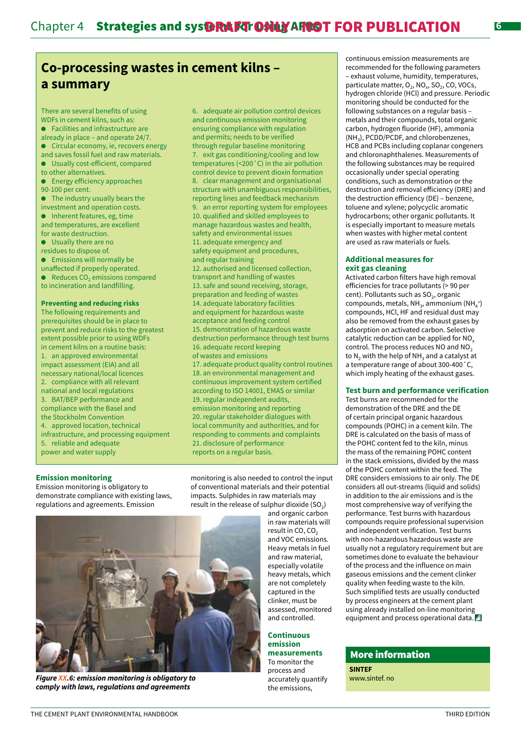## Co-processing wastes in cement kilns – a summary

There are several benefits of using WDFs in cement kilns, such as:

- Facilities and infrastructure are already in place – and operate 24/7.
- Circular economy, ie, recovers energy and saves fossil fuel and raw materials.
- Usually cost-efficient, compared to other alternatives.
- Energy efficiency approaches 90-100 per cent.
- The industry usually bears the investment and operation costs.
- Inherent features, eg, time and temperatures, are excellent for waste destruction.
- Usually there are no residues to dispose of.
- Emissions will normally be unaffected if properly operated.
- Reduces $CO_2$ emissions compared to incineration and landfilling.

### Preventing and reducing risks

The following requirements and prerequisites should be in place to prevent and reduce risks to the greatest extent possible prior to using WDFs in cement kilns on a routine basis:

1. an approved environmental impact assessment (EIA) and all necessary national/local licences
2. compliance with all relevant national and local regulations
3. BAT/BEP performance and compliance with the Basel and the Stockholm Convention
4. approved location, technical infrastructure, and processing equipment
5. reliable and adequate power and water supply
6. adequate air pollution control devices and continuous emission monitoring ensuring compliance with regulation and permits; needs to be verified through regular baseline monitoring
7. exit gas conditioning/cooling and low temperatures (<200˚C) in the air pollution control device to prevent dioxin formation
8. clear management and organisational structure with unambiguous responsibilities, reporting lines and feedback mechanism
9. an error reporting system for employees
10. qualified and skilled employees to manage hazardous wastes and health, safety and environmental issues
11. adequate emergency and safety equipment and procedures, and regular training
12. authorised and licensed collection, transport and handling of wastes
13. safe and sound receiving, storage, preparation and feeding of wastes
14. adequate laboratory facilities and equipment for hazardous waste acceptance and feeding control
15. demonstration of hazardous waste destruction performance through test burns
16. adequate record keeping of wastes and emissions
17. adequate product quality control routines
18. an environmental management and continuous improvement system certified according to ISO 14001, EMAS or similar
19. regular independent audits, emission monitoring and reporting
20. regular stakeholder dialogues with local community and authorities, and for responding to comments and complaints
21. disclosure of performance reports on a regular basis.

### Emission monitoring

Emission monitoring is obligatory to demonstrate compliance with existing laws, regulations and agreements. Emission monitoring is also needed to control the input of conventional materials and their potential impacts. Sulphides in raw materials may result in the release of sulphur dioxide ($SO_2$) and organic carbon in raw materials will result in CO, $CO_2$ and VOC emissions. Heavy metals in fuel and raw material, especially volatile heavy metals, which are not completely captured in the clinker, must be assessed, monitored and controlled.

*Figure XX.6: emission monitoring is obligatory to comply with laws, regulations and agreements*

### Continuous emission measurements

To monitor the process and accurately quantify the emissions, continuous emission measurements are recommended for the following parameters – exhaust volume, humidity, temperatures, particulate matter, $O_2$, $NO_x$, $SO_2$, CO, VOCs, hydrogen chloride (HCl) and pressure. Periodic monitoring should be conducted for the following substances on a regular basis – metals and their compounds, total organic carbon, hydrogen fluoride (HF), ammonia ($NH_3$), PCDD/PCDF, and chlorobenzenes, HCB and PCBs including coplanar congeners and chloronaphthalenes. Measurements of the following substances may be required occasionally under special operating conditions, such as demonstration or the destruction and removal efficiency (DRE) and the destruction efficiency (DE) – benzene, toluene and xylene; polycyclic aromatic hydrocarbons; other organic pollutants. It is especially important to measure metals when wastes with higher metal content are used as raw materials or fuels.

### Additional measures for exit gas cleaning

Activated carbon filters have high removal efficiencies for trace pollutants (> 90 per cent). Pollutants such as $SO_2$, organic compounds, metals, $NH_3$, ammonium ($NH_4^+$) compounds, HCl, HF and residual dust may also be removed from the exhaust gases by adsorption on activated carbon. Selective catalytic reduction can be applied for $NO_x$ control. The process reduces NO and $NO_2$ to $N_2$ with the help of $NH_3$ and a catalyst at a temperature range of about 300-400˚C, which imply heating of the exhaust gases.

### Test burn and performance verification

Test burns are recommended for the demonstration of the DRE and the DE of certain principal organic hazardous compounds (POHC) in a cement kiln. The DRE is calculated on the basis of mass of the POHC content fed to the kiln, minus the mass of the remaining POHC content in the stack emissions, divided by the mass of the POHC content within the feed. The DRE considers emissions to air only. The DE considers all out-streams (liquid and solids) in addition to the air emissions and is the most comprehensive way of verifying the performance. Test burns with hazardous compounds require professional supervision and independent verification. Test burns with non-hazardous hazardous waste are usually not a regulatory requirement but are sometimes done to evaluate the behaviour of the process and the influence on main gaseous emissions and the cement clinker quality when feeding waste to the kiln. Such simplified tests are usually conducted by process engineers at the cement plant using already installed on-line monitoring equipment and process operational data.

### More information

**SINTEF**
www.sintef. no